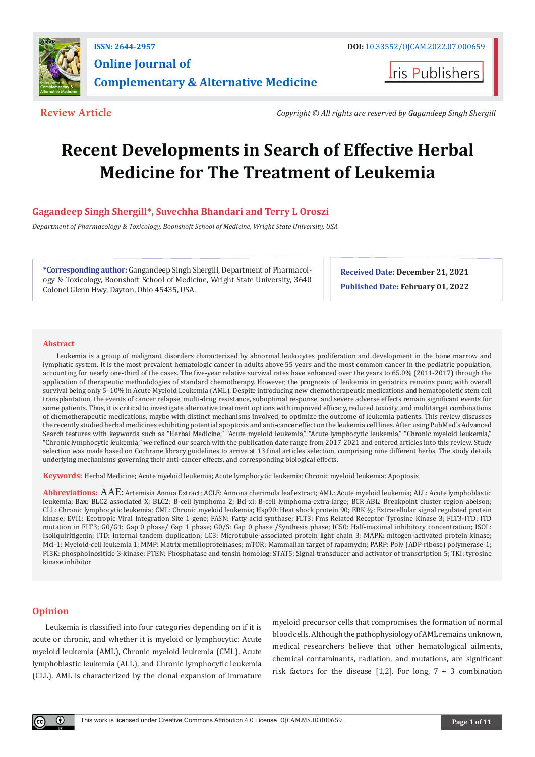ISSN: 2644-2957

DOI: 10.33552/OJCAM.2022.07.000659

**Online Journal of Complementary & Alternative Medicine**

Iris Publishers

**Review Article**

*Copyright © All rights are reserved by Gagandeep Singh Shergill*

# Recent Developments in Search of Effective Herbal Medicine for The Treatment of Leukemia

**Gagandeep Singh Shergill\*, Suvechha Bhandari and Terry L Oroszi**

*Department of Pharmacology & Toxicology, Boonshoft School of Medicine, Wright State University, USA*

**\*Corresponding author:** Gangandeep Singh Shergill, Department of Pharmacology & Toxicology, Boonshoft School of Medicine, Wright State University, 3640 Colonel Glenn Hwy, Dayton, Ohio 45435, USA.

**Received Date:** December 21, 2021

**Published Date:** February 01, 2022

## Abstract

Leukemia is a group of malignant disorders characterized by abnormal leukocytes proliferation and development in the bone marrow and lymphatic system. It is the most prevalent hematologic cancer in adults above 55 years and the most common cancer in the pediatric population, accounting for nearly one-third of the cases. The five-year relative survival rates have enhanced over the years to 65.0% (2011-2017) through the application of therapeutic methodologies of standard chemotherapy. However, the prognosis of leukemia in geriatrics remains poor, with overall survival being only 5–10% in Acute Myeloid Leukemia (AML). Despite introducing new chemotherapeutic medications and hematopoietic stem cell transplantation, the events of cancer relapse, multi-drug resistance, suboptimal response, and severe adverse effects remain significant events for some patients. Thus, it is critical to investigate alternative treatment options with improved efficacy, reduced toxicity, and multitarget combinations of chemotherapeutic medications, maybe with distinct mechanisms involved, to optimize the outcome of leukemia patients. This review discusses the recently studied herbal medicines exhibiting potential apoptosis and anti-cancer effect on the leukemia cell lines. After using PubMed's Advanced Search features with keywords such as "Herbal Medicine," "Acute myeloid leukemia," "Acute lymphocytic leukemia," "Chronic myeloid leukemia," "Chronic lymphocytic leukemia," we refined our search with the publication date range from 2017-2021 and entered articles into this review. Study selection was made based on Cochrane library guidelines to arrive at 13 final articles selection, comprising nine different herbs. The study details underlying mechanisms governing their anti-cancer effects, and corresponding biological effects.

**Keywords:** Herbal Medicine; Acute myeloid leukemia; Acute lymphocytic leukemia; Chronic myeloid leukemia; Apoptosis

**Abbreviations:** AAE: Artemisia Annua Extract; ACLE: Annona cherimola leaf extract; AML: Acute myeloid leukemia; ALL: Acute lymphoblastic leukemia; Bax: BLC2 associated X; BLC2: B-cell lymphoma 2; Bcl-xl: B-cell lymphoma-extra-large; BCR-ABL: Breakpoint cluster region-abelson; CLL: Chronic lymphocytic leukemia; CML: Chronic myeloid leukemia; Hsp90: Heat shock protein 90; ERK ½: Extracellular signal regulated protein kinase; EVI1: Ecotropic Viral Integration Site 1 gene; FASN: Fatty acid synthase; FLT3: Fms Related Receptor Tyrosine Kinase 3; FLT3-ITD: ITD mutation in FLT3; G0/G1: Gap 0 phase/ Gap 1 phase; G0/S: Gap 0 phase /Synthesis phase; IC50: Half-maximal inhibitory concentration; ISOL: Isoliquiritigenin; ITD: Internal tandem duplication; LC3: Microtubule-associated protein light chain 3; MAPK: mitogen-activated protein kinase; Mcl-1: Myeloid-cell leukemia 1; MMP: Matrix metalloproteinases; mTOR: Mammalian target of rapamycin; PARP: Poly (ADP-ribose) polymerase-1; PI3K: phosphoinositide 3-kinase; PTEN: Phosphatase and tensin homolog; STAT5: Signal transducer and activator of transcription 5; TKI: tyrosine kinase inhibitor

## Opinion

Leukemia is classified into four categories depending on if it is acute or chronic, and whether it is myeloid or lymphocytic: Acute myeloid leukemia (AML), Chronic myeloid leukemia (CML), Acute lymphoblastic leukemia (ALL), and Chronic lymphocytic leukemia (CLL). AML is characterized by the clonal expansion of immature myeloid precursor cells that compromises the formation of normal blood cells. Although the pathophysiology of AML remains unknown, medical researchers believe that other hematological ailments, chemical contaminants, radiation, and mutations, are significant risk factors for the disease [1,2]. For long, 7 + 3 combination

This work is licensed under Creative Commons Attribution 4.0 License OJCAM.MS.ID.000659.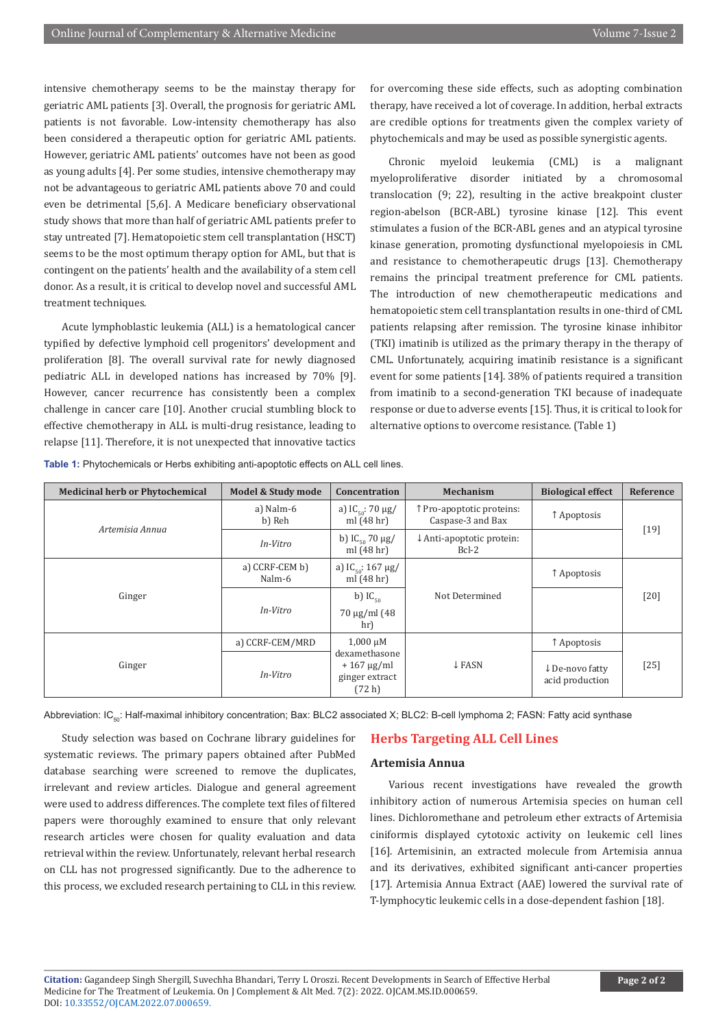intensive chemotherapy seems to be the mainstay therapy for geriatric AML patients [3]. Overall, the prognosis for geriatric AML patients is not favorable. Low-intensity chemotherapy has also been considered a therapeutic option for geriatric AML patients. However, geriatric AML patients' outcomes have not been as good as young adults [4]. Per some studies, intensive chemotherapy may not be advantageous to geriatric AML patients above 70 and could even be detrimental [5,6]. A Medicare beneficiary observational study shows that more than half of geriatric AML patients prefer to stay untreated [7]. Hematopoietic stem cell transplantation (HSCT) seems to be the most optimum therapy option for AML, but that is contingent on the patients' health and the availability of a stem cell donor. As a result, it is critical to develop novel and successful AML treatment techniques.

Acute lymphoblastic leukemia (ALL) is a hematological cancer typified by defective lymphoid cell progenitors' development and proliferation [8]. The overall survival rate for newly diagnosed pediatric ALL in developed nations has increased by 70% [9]. However, cancer recurrence has consistently been a complex challenge in cancer care [10]. Another crucial stumbling block to effective chemotherapy in ALL is multi-drug resistance, leading to relapse [11]. Therefore, it is not unexpected that innovative tactics for overcoming these side effects, such as adopting combination therapy, have received a lot of coverage. In addition, herbal extracts are credible options for treatments given the complex variety of phytochemicals and may be used as possible synergistic agents.

Chronic myeloid leukemia (CML) is a malignant myeloproliferative disorder initiated by a chromosomal translocation (9; 22), resulting in the active breakpoint cluster region-abelson (BCR-ABL) tyrosine kinase [12]. This event stimulates a fusion of the BCR-ABL genes and an atypical tyrosine kinase generation, promoting dysfunctional myelopoiesis in CML and resistance to chemotherapeutic drugs [13]. Chemotherapy remains the principal treatment preference for CML patients. The introduction of new chemotherapeutic medications and hematopoietic stem cell transplantation results in one-third of CML patients relapsing after remission. The tyrosine kinase inhibitor (TKI) imatinib is utilized as the primary therapy in the therapy of CML. Unfortunately, acquiring imatinib resistance is a significant event for some patients [14]. 38% of patients required a transition from imatinib to a second-generation TKI because of inadequate response or due to adverse events [15]. Thus, it is critical to look for alternative options to overcome resistance. (Table 1)

**Table 1:** Phytochemicals or Herbs exhibiting anti-apoptotic effects on ALL cell lines.

| Medicinal herb or Phytochemical | Model & Study mode | Concentration | Mechanism | Biological effect | Reference |
|---|---|---|---|---|---|
| *Artemisia Annua* | a) Nalm-6 b) Reh | a) $IC_{50}$: 70 μg/ml (48 hr) | ↑Pro-apoptotic proteins: Caspase-3 and Bax | ↑Apoptosis | [19] |
| | *In-Vitro* | b) $IC_{50}$ 70 μg/ml (48 hr) | ↓Anti-apoptotic protein: Bcl-2 | | |
| Ginger | a) CCRF-CEM b) Nalm-6 | a) $IC_{50}$: 167 μg/ml (48 hr) | Not Determined | ↑Apoptosis | [20] |
| | *In-Vitro* | b) $IC_{50}$ 70 μg/ml (48 hr) | | | |
| Ginger | a) CCRF-CEM/MRD | 1,000 μM dexamethasone + 167 μg/ml ginger extract (72 h) | ↓FASN | ↑Apoptosis | [25] |
| | *In-Vitro* | | | ↓De-novo fatty acid production | |

Abbreviation: $IC_{50}$: Half-maximal inhibitory concentration; Bax: BLC2 associated X; BLC2: B-cell lymphoma 2; FASN: Fatty acid synthase

Study selection was based on Cochrane library guidelines for systematic reviews. The primary papers obtained after PubMed database searching were screened to remove the duplicates, irrelevant and review articles. Dialogue and general agreement were used to address differences. The complete text files of filtered papers were thoroughly examined to ensure that only relevant research articles were chosen for quality evaluation and data retrieval within the review. Unfortunately, relevant herbal research on CLL has not progressed significantly. Due to the adherence to this process, we excluded research pertaining to CLL in this review.

## Herbs Targeting ALL Cell Lines

### Artemisia Annua

Various recent investigations have revealed the growth inhibitory action of numerous Artemisia species on human cell lines. Dichloromethane and petroleum ether extracts of Artemisia ciniformis displayed cytotoxic activity on leukemic cell lines [16]. Artemisinin, an extracted molecule from Artemisia annua and its derivatives, exhibited significant anti-cancer properties [17]. Artemisia Annua Extract (AAE) lowered the survival rate of T-lymphocytic leukemic cells in a dose-dependent fashion [18].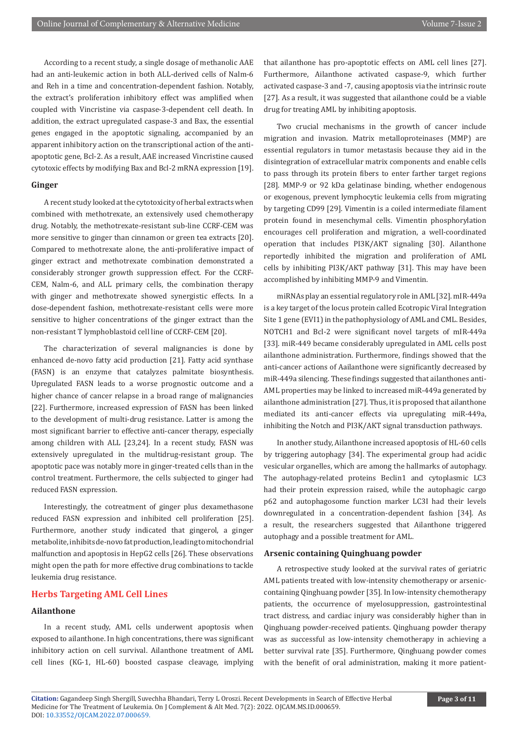According to a recent study, a single dosage of methanolic AAE had an anti-leukemic action in both ALL-derived cells of Nalm-6 and Reh in a time and concentration-dependent fashion. Notably, the extract's proliferation inhibitory effect was amplified when coupled with Vincristine via caspase-3-dependent cell death. In addition, the extract upregulated caspase-3 and Bax, the essential genes engaged in the apoptotic signaling, accompanied by an apparent inhibitory action on the transcriptional action of the anti-apoptotic gene, Bcl-2. As a result, AAE increased Vincristine caused cytotoxic effects by modifying Bax and Bcl-2 mRNA expression [19].

### Ginger

A recent study looked at the cytotoxicity of herbal extracts when combined with methotrexate, an extensively used chemotherapy drug. Notably, the methotrexate-resistant sub-line CCRF-CEM was more sensitive to ginger than cinnamon or green tea extracts [20]. Compared to methotrexate alone, the anti-proliferative impact of ginger extract and methotrexate combination demonstrated a considerably stronger growth suppression effect. For the CCRF-CEM, Nalm-6, and ALL primary cells, the combination therapy with ginger and methotrexate showed synergistic effects. In a dose-dependent fashion, methotrexate-resistant cells were more sensitive to higher concentrations of the ginger extract than the non-resistant T lymphoblastoid cell line of CCRF-CEM [20].

The characterization of several malignancies is done by enhanced de-novo fatty acid production [21]. Fatty acid synthase (FASN) is an enzyme that catalyzes palmitate biosynthesis. Upregulated FASN leads to a worse prognostic outcome and a higher chance of cancer relapse in a broad range of malignancies [22]. Furthermore, increased expression of FASN has been linked to the development of multi-drug resistance. Latter is among the most significant barrier to effective anti-cancer therapy, especially among children with ALL [23,24]. In a recent study, FASN was extensively upregulated in the multidrug-resistant group. The apoptotic pace was notably more in ginger-treated cells than in the control treatment. Furthermore, the cells subjected to ginger had reduced FASN expression.

Interestingly, the cotreatment of ginger plus dexamethasone reduced FASN expression and inhibited cell proliferation [25]. Furthermore, another study indicated that gingerol, a ginger metabolite, inhibits de-novo fat production, leading to mitochondrial malfunction and apoptosis in HepG2 cells [26]. These observations might open the path for more effective drug combinations to tackle leukemia drug resistance.

## Herbs Targeting AML Cell Lines

### Ailanthone

In a recent study, AML cells underwent apoptosis when exposed to ailanthone. In high concentrations, there was significant inhibitory action on cell survival. Ailanthone treatment of AML cell lines (KG-1, HL-60) boosted caspase cleavage, implying that ailanthone has pro-apoptotic effects on AML cell lines [27]. Furthermore, Ailanthone activated caspase-9, which further activated caspase-3 and -7, causing apoptosis via the intrinsic route [27]. As a result, it was suggested that ailanthone could be a viable drug for treating AML by inhibiting apoptosis.

Two crucial mechanisms in the growth of cancer include migration and invasion. Matrix metalloproteinases (MMP) are essential regulators in tumor metastasis because they aid in the disintegration of extracellular matrix components and enable cells to pass through its protein fibers to enter farther target regions [28]. MMP-9 or 92 kDa gelatinase binding, whether endogenous or exogenous, prevent lymphocytic leukemia cells from migrating by targeting CD99 [29]. Vimentin is a coiled intermediate filament protein found in mesenchymal cells. Vimentin phosphorylation encourages cell proliferation and migration, a well-coordinated operation that includes PI3K/AKT signaling [30]. Ailanthone reportedly inhibited the migration and proliferation of AML cells by inhibiting PI3K/AKT pathway [31]. This may have been accomplished by inhibiting MMP-9 and Vimentin.

miRNAs play an essential regulatory role in AML [32]. mIR-449a is a key target of the locus protein called Ecotropic Viral Integration Site 1 gene (EVI1) in the pathophysiology of AML and CML. Besides, NOTCH1 and Bcl-2 were significant novel targets of mIR-449a [33]. miR-449 became considerably upregulated in AML cells post ailanthone administration. Furthermore, findings showed that the anti-cancer actions of Aailanthone were significantly decreased by miR-449a silencing. These findings suggested that ailanthones anti-AML properties may be linked to increased miR-449a generated by ailanthone administration [27]. Thus, it is proposed that ailanthone mediated its anti-cancer effects via upregulating miR-449a, inhibiting the Notch and PI3K/AKT signal transduction pathways.

In another study, Ailanthone increased apoptosis of HL-60 cells by triggering autophagy [34]. The experimental group had acidic vesicular organelles, which are among the hallmarks of autophagy. The autophagy-related proteins Beclin1 and cytoplasmic LC3 had their protein expression raised, while the autophagic cargo p62 and autophagosome function marker LC3I had their levels downregulated in a concentration-dependent fashion [34]. As a result, the researchers suggested that Ailanthone triggered autophagy and a possible treatment for AML.

### Arsenic containing Quinghuang powder

A retrospective study looked at the survival rates of geriatric AML patients treated with low-intensity chemotherapy or arsenic-containing Qinghuang powder [35]. In low-intensity chemotherapy patients, the occurrence of myelosuppression, gastrointestinal tract distress, and cardiac injury was considerably higher than in Qinghuang powder-received patients. Qinghuang powder therapy was as successful as low-intensity chemotherapy in achieving a better survival rate [35]. Furthermore, Qinghuang powder comes with the benefit of oral administration, making it more patient-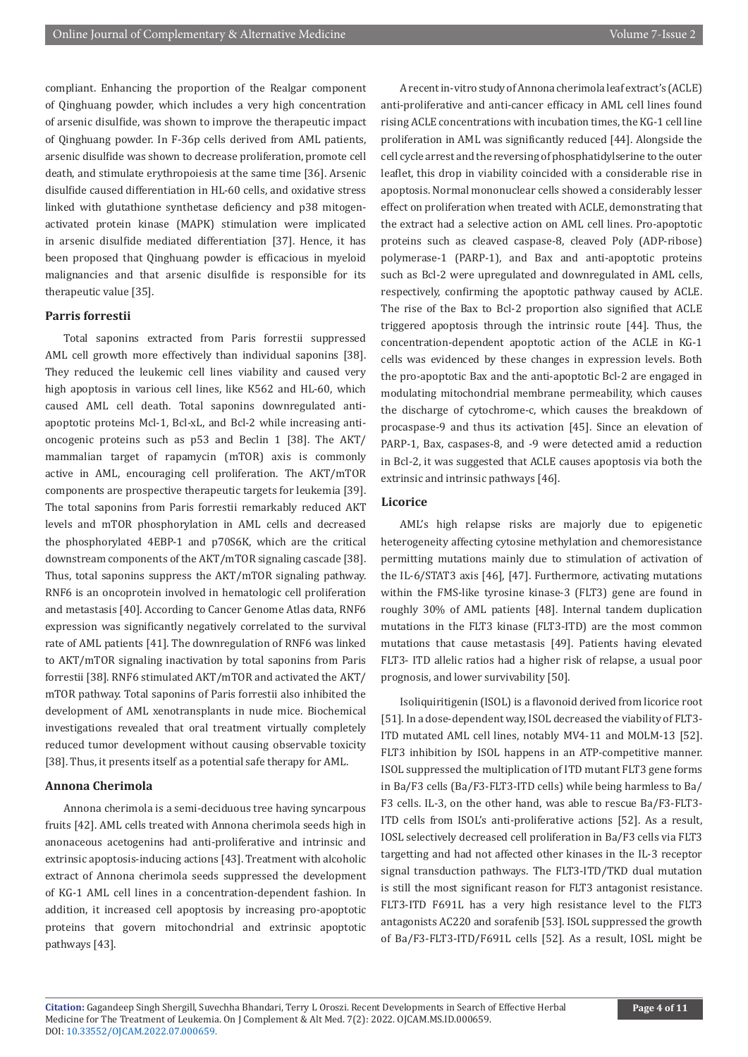compliant. Enhancing the proportion of the Realgar component of Qinghuang powder, which includes a very high concentration of arsenic disulfide, was shown to improve the therapeutic impact of Qinghuang powder. In F-36p cells derived from AML patients, arsenic disulfide was shown to decrease proliferation, promote cell death, and stimulate erythropoiesis at the same time [36]. Arsenic disulfide caused differentiation in HL-60 cells, and oxidative stress linked with glutathione synthetase deficiency and p38 mitogen-activated protein kinase (MAPK) stimulation were implicated in arsenic disulfide mediated differentiation [37]. Hence, it has been proposed that Qinghuang powder is efficacious in myeloid malignancies and that arsenic disulfide is responsible for its therapeutic value [35].

### Parris forrestii

Total saponins extracted from Paris forrestii suppressed AML cell growth more effectively than individual saponins [38]. They reduced the leukemic cell lines viability and caused very high apoptosis in various cell lines, like K562 and HL-60, which caused AML cell death. Total saponins downregulated anti-apoptotic proteins Mcl-1, Bcl-xL, and Bcl-2 while increasing anti-oncogenic proteins such as p53 and Beclin 1 [38]. The AKT/mammalian target of rapamycin (mTOR) axis is commonly active in AML, encouraging cell proliferation. The AKT/mTOR components are prospective therapeutic targets for leukemia [39]. The total saponins from Paris forrestii remarkably reduced AKT levels and mTOR phosphorylation in AML cells and decreased the phosphorylated 4EBP-1 and p70S6K, which are the critical downstream components of the AKT/mTOR signaling cascade [38]. Thus, total saponins suppress the AKT/mTOR signaling pathway. RNF6 is an oncoprotein involved in hematologic cell proliferation and metastasis [40]. According to Cancer Genome Atlas data, RNF6 expression was significantly negatively correlated to the survival rate of AML patients [41]. The downregulation of RNF6 was linked to AKT/mTOR signaling inactivation by total saponins from Paris forrestii [38]. RNF6 stimulated AKT/mTOR and activated the AKT/mTOR pathway. Total saponins of Paris forrestii also inhibited the development of AML xenotransplants in nude mice. Biochemical investigations revealed that oral treatment virtually completely reduced tumor development without causing observable toxicity [38]. Thus, it presents itself as a potential safe therapy for AML.

### Annona Cherimola

Annona cherimola is a semi-deciduous tree having syncarpous fruits [42]. AML cells treated with Annona cherimola seeds high in anonaceous acetogenins had anti-proliferative and intrinsic and extrinsic apoptosis-inducing actions [43]. Treatment with alcoholic extract of Annona cherimola seeds suppressed the development of KG-1 AML cell lines in a concentration-dependent fashion. In addition, it increased cell apoptosis by increasing pro-apoptotic proteins that govern mitochondrial and extrinsic apoptotic pathways [43].

A recent in-vitro study of Annona cherimola leaf extract's (ACLE) anti-proliferative and anti-cancer efficacy in AML cell lines found rising ACLE concentrations with incubation times, the KG-1 cell line proliferation in AML was significantly reduced [44]. Alongside the cell cycle arrest and the reversing of phosphatidylserine to the outer leaflet, this drop in viability coincided with a considerable rise in apoptosis. Normal mononuclear cells showed a considerably lesser effect on proliferation when treated with ACLE, demonstrating that the extract had a selective action on AML cell lines. Pro-apoptotic proteins such as cleaved caspase-8, cleaved Poly (ADP-ribose) polymerase-1 (PARP-1), and Bax and anti-apoptotic proteins such as Bcl-2 were upregulated and downregulated in AML cells, respectively, confirming the apoptotic pathway caused by ACLE. The rise of the Bax to Bcl-2 proportion also signified that ACLE triggered apoptosis through the intrinsic route [44]. Thus, the concentration-dependent apoptotic action of the ACLE in KG-1 cells was evidenced by these changes in expression levels. Both the pro-apoptotic Bax and the anti-apoptotic Bcl-2 are engaged in modulating mitochondrial membrane permeability, which causes the discharge of cytochrome-c, which causes the breakdown of procaspase-9 and thus its activation [45]. Since an elevation of PARP-1, Bax, caspases-8, and -9 were detected amid a reduction in Bcl-2, it was suggested that ACLE causes apoptosis via both the extrinsic and intrinsic pathways [46].

### Licorice

AML's high relapse risks are majorly due to epigenetic heterogeneity affecting cytosine methylation and chemoresistance permitting mutations mainly due to stimulation of activation of the IL-6/STAT3 axis [46], [47]. Furthermore, activating mutations within the FMS-like tyrosine kinase-3 (FLT3) gene are found in roughly 30% of AML patients [48]. Internal tandem duplication mutations in the FLT3 kinase (FLT3-ITD) are the most common mutations that cause metastasis [49]. Patients having elevated FLT3- ITD allelic ratios had a higher risk of relapse, a usual poor prognosis, and lower survivability [50].

Isoliquiritigenin (ISOL) is a flavonoid derived from licorice root [51]. In a dose-dependent way, ISOL decreased the viability of FLT3-ITD mutated AML cell lines, notably MV4-11 and MOLM-13 [52]. FLT3 inhibition by ISOL happens in an ATP-competitive manner. ISOL suppressed the multiplication of ITD mutant FLT3 gene forms in Ba/F3 cells (Ba/F3-FLT3-ITD cells) while being harmless to Ba/F3 cells. IL-3, on the other hand, was able to rescue Ba/F3-FLT3-ITD cells from ISOL's anti-proliferative actions [52]. As a result, IOSL selectively decreased cell proliferation in Ba/F3 cells via FLT3 targetting and had not affected other kinases in the IL-3 receptor signal transduction pathways. The FLT3-ITD/TKD dual mutation is still the most significant reason for FLT3 antagonist resistance. FLT3-ITD F691L has a very high resistance level to the FLT3 antagonists AC220 and sorafenib [53]. ISOL suppressed the growth of Ba/F3-FLT3-ITD/F691L cells [52]. As a result, IOSL might be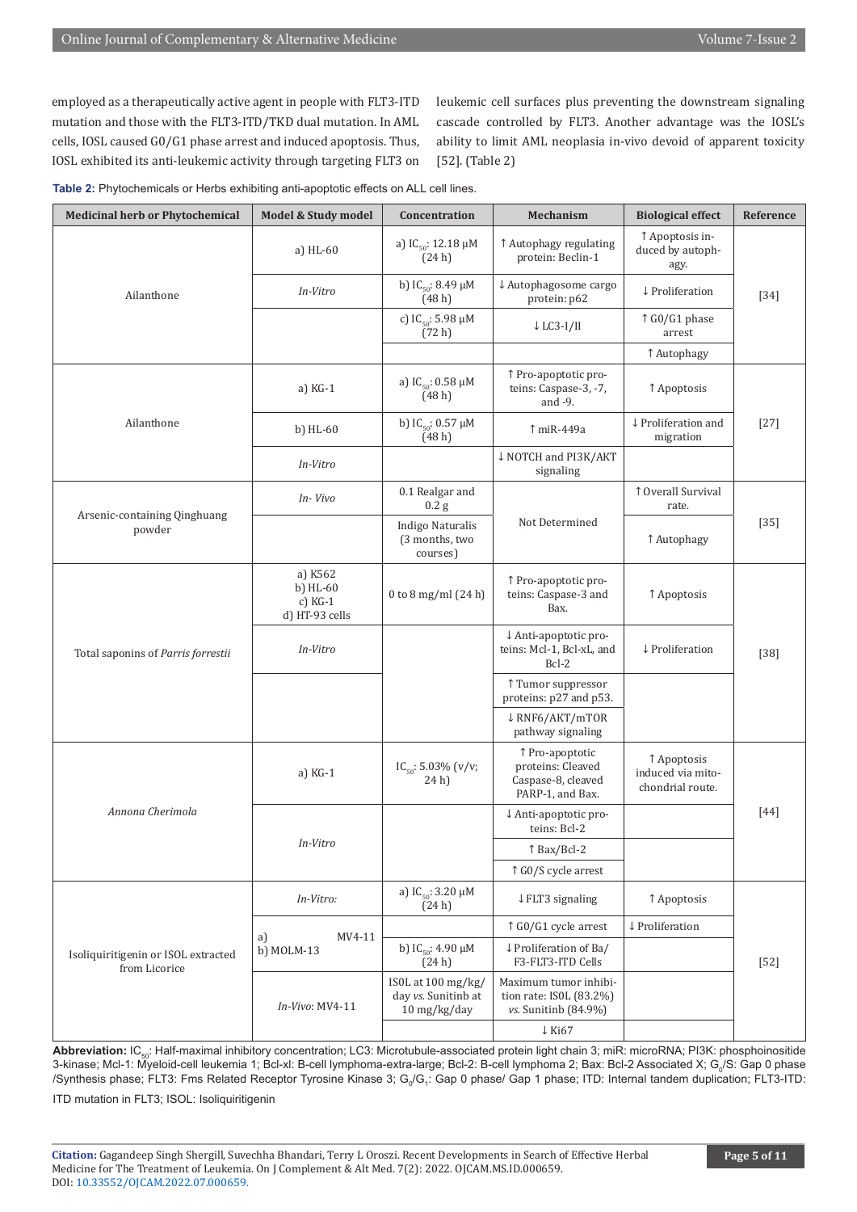employed as a therapeutically active agent in people with FLT3-ITD mutation and those with the FLT3-ITD/TKD dual mutation. In AML cells, IOSL caused G0/G1 phase arrest and induced apoptosis. Thus, IOSL exhibited its anti-leukemic activity through targeting FLT3 on leukemic cell surfaces plus preventing the downstream signaling cascade controlled by FLT3. Another advantage was the IOSL's ability to limit AML neoplasia in-vivo devoid of apparent toxicity [52]. (Table 2)

**Table 2:** Phytochemicals or Herbs exhibiting anti-apoptotic effects on ALL cell lines.

| Medicinal herb or Phytochemical | Model & Study model | Concentration | Mechanism | Biological effect | Reference |
|---|---|---|---|---|---|
| Ailanthone | a) HL-60 | a) $IC_{50}$: 12.18 µM (24 h) | ↑ Autophagy regulating protein: Beclin-1 | ↑ Apoptosis induced by autophagy. | [34] |
| | *In-Vitro* | b) $IC_{50}$: 8.49 µM (48 h) | ↓ Autophagosome cargo protein: p62 | ↓ Proliferation | |
| | | c) $IC_{50}$: 5.98 µM (72 h) | ↓ LC3-I/II | ↑ G0/G1 phase arrest | |
| | | | | ↑ Autophagy | |
| Ailanthone | a) KG-1 | a) $IC_{50}$: 0.58 µM (48 h) | ↑ Pro-apoptotic proteins: Caspase-3, -7, and -9. | ↑ Apoptosis | [27] |
| | b) HL-60 | b) $IC_{50}$: 0.57 µM (48 h) | ↑ miR-449a | ↓ Proliferation and migration | |
| | *In-Vitro* | | ↓ NOTCH and PI3K/AKT signaling | | |
| Arsenic-containing Qinghuang powder | *In- Vivo* | 0.1 Realgar and 0.2 g | Not Determined | ↑ Overall Survival rate. | [35] |
| | | Indigo Naturalis (3 months, two courses) | | ↑ Autophagy | |
| Total saponins of *Parris forrestii* | a) K562 b) HL-60 c) KG-1 d) HT-93 cells | 0 to 8 mg/ml (24 h) | ↑ Pro-apoptotic proteins: Caspase-3 and Bax. | ↑ Apoptosis | [38] |
| | *In-Vitro* | | ↓ Anti-apoptotic proteins: Mcl-1, Bcl-xL, and Bcl-2 | ↓ Proliferation | |
| | | | ↑ Tumor suppressor proteins: p27 and p53. | | |
| | | | ↓ RNF6/AKT/mTOR pathway signaling | | |
| *Annona Cherimola* | a) KG-1 | $IC_{50}$: 5.03% (v/v; 24 h) | ↑ Pro-apoptotic proteins: Cleaved Caspase-8, cleaved PARP-1, and Bax. | ↑ Apoptosis induced via mitochondrial route. | [44] |
| | *In-Vitro* | | ↓ Anti-apoptotic proteins: Bcl-2 | | |
| | | | ↑ Bax/Bcl-2 | | |
| | | | ↑ G0/S cycle arrest | | |
| Isoliquiritigenin or ISOL extracted from Licorice | *In-Vitro:* | a) $IC_{50}$: 3.20 µM (24 h) | ↓ FLT3 signaling | ↑ Apoptosis | [52] |
| | a) MV4-11 b) MOLM-13 | | ↑ G0/G1 cycle arrest | ↓ Proliferation | |
| | | b) $IC_{50}$: 4.90 µM (24 h) | ↓ Proliferation of Ba/F3-FLT3-ITD Cells | | |
| | *In-Vivo*: MV4-11 | ISOL at 100 mg/kg/day *vs.* Sunitinb at 10 mg/kg/day | Maximum tumor inhibition rate: ISOL (83.2%) *vs.* Sunitinb (84.9%) | | |
| | | | ↓ Ki67 | | |

**Abbreviation:** $IC_{50}$: Half-maximal inhibitory concentration; LC3: Microtubule-associated protein light chain 3; miR: microRNA; PI3K: phosphoinositide 3-kinase; Mcl-1: Myeloid-cell leukemia 1; Bcl-xl: B-cell lymphoma-extra-large; Bcl-2: B-cell lymphoma 2; Bax: Bcl-2 Associated X; $G_0$/S: Gap 0 phase /Synthesis phase; FLT3: Fms Related Receptor Tyrosine Kinase 3; $G_0$/$G_1$: Gap 0 phase/ Gap 1 phase; ITD: Internal tandem duplication; FLT3-ITD: ITD mutation in FLT3; ISOL: Isoliquiritigenin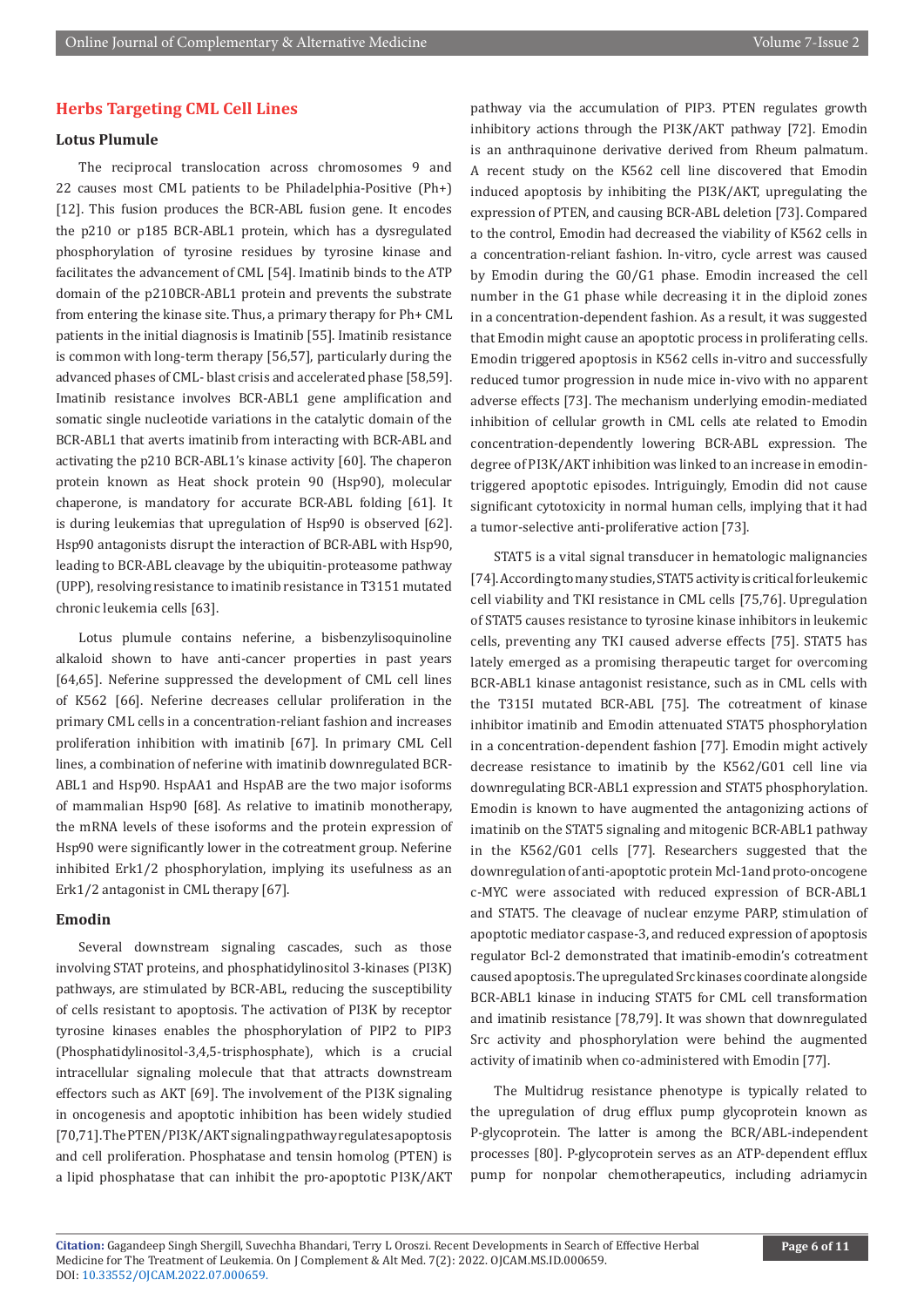## Herbs Targeting CML Cell Lines

### Lotus Plumule

The reciprocal translocation across chromosomes 9 and 22 causes most CML patients to be Philadelphia-Positive (Ph+) [12]. This fusion produces the BCR-ABL fusion gene. It encodes the p210 or p185 BCR-ABL1 protein, which has a dysregulated phosphorylation of tyrosine residues by tyrosine kinase and facilitates the advancement of CML [54]. Imatinib binds to the ATP domain of the p210BCR-ABL1 protein and prevents the substrate from entering the kinase site. Thus, a primary therapy for Ph+ CML patients in the initial diagnosis is Imatinib [55]. Imatinib resistance is common with long-term therapy [56,57], particularly during the advanced phases of CML- blast crisis and accelerated phase [58,59]. Imatinib resistance involves BCR-ABL1 gene amplification and somatic single nucleotide variations in the catalytic domain of the BCR-ABL1 that averts imatinib from interacting with BCR-ABL and activating the p210 BCR-ABL1's kinase activity [60]. The chaperon protein known as Heat shock protein 90 (Hsp90), molecular chaperone, is mandatory for accurate BCR-ABL folding [61]. It is during leukemias that upregulation of Hsp90 is observed [62]. Hsp90 antagonists disrupt the interaction of BCR-ABL with Hsp90, leading to BCR-ABL cleavage by the ubiquitin-proteasome pathway (UPP), resolving resistance to imatinib resistance in T3151 mutated chronic leukemia cells [63].

Lotus plumule contains neferine, a bisbenzylisoquinoline alkaloid shown to have anti-cancer properties in past years [64,65]. Neferine suppressed the development of CML cell lines of K562 [66]. Neferine decreases cellular proliferation in the primary CML cells in a concentration-reliant fashion and increases proliferation inhibition with imatinib [67]. In primary CML Cell lines, a combination of neferine with imatinib downregulated BCR-ABL1 and Hsp90. HspAA1 and HspAB are the two major isoforms of mammalian Hsp90 [68]. As relative to imatinib monotherapy, the mRNA levels of these isoforms and the protein expression of Hsp90 were significantly lower in the cotreatment group. Neferine inhibited Erk1/2 phosphorylation, implying its usefulness as an Erk1/2 antagonist in CML therapy [67].

### Emodin

Several downstream signaling cascades, such as those involving STAT proteins, and phosphatidylinositol 3-kinases (PI3K) pathways, are stimulated by BCR-ABL, reducing the susceptibility of cells resistant to apoptosis. The activation of PI3K by receptor tyrosine kinases enables the phosphorylation of PIP2 to PIP3 (Phosphatidylinositol-3,4,5-trisphosphate), which is a crucial intracellular signaling molecule that that attracts downstream effectors such as AKT [69]. The involvement of the PI3K signaling in oncogenesis and apoptotic inhibition has been widely studied [70,71]. The PTEN/PI3K/AKT signaling pathway regulates apoptosis and cell proliferation. Phosphatase and tensin homolog (PTEN) is a lipid phosphatase that can inhibit the pro-apoptotic PI3K/AKT pathway via the accumulation of PIP3. PTEN regulates growth inhibitory actions through the PI3K/AKT pathway [72]. Emodin is an anthraquinone derivative derived from Rheum palmatum. A recent study on the K562 cell line discovered that Emodin induced apoptosis by inhibiting the PI3K/AKT, upregulating the expression of PTEN, and causing BCR-ABL deletion [73]. Compared to the control, Emodin had decreased the viability of K562 cells in a concentration-reliant fashion. In-vitro, cycle arrest was caused by Emodin during the G0/G1 phase. Emodin increased the cell number in the G1 phase while decreasing it in the diploid zones in a concentration-dependent fashion. As a result, it was suggested that Emodin might cause an apoptotic process in proliferating cells. Emodin triggered apoptosis in K562 cells in-vitro and successfully reduced tumor progression in nude mice in-vivo with no apparent adverse effects [73]. The mechanism underlying emodin-mediated inhibition of cellular growth in CML cells ate related to Emodin concentration-dependently lowering BCR-ABL expression. The degree of PI3K/AKT inhibition was linked to an increase in emodin-triggered apoptotic episodes. Intriguingly, Emodin did not cause significant cytotoxicity in normal human cells, implying that it had a tumor-selective anti-proliferative action [73].

STAT5 is a vital signal transducer in hematologic malignancies [74]. According to many studies, STAT5 activity is critical for leukemic cell viability and TKI resistance in CML cells [75,76]. Upregulation of STAT5 causes resistance to tyrosine kinase inhibitors in leukemic cells, preventing any TKI caused adverse effects [75]. STAT5 has lately emerged as a promising therapeutic target for overcoming BCR-ABL1 kinase antagonist resistance, such as in CML cells with the T315I mutated BCR-ABL [75]. The cotreatment of kinase inhibitor imatinib and Emodin attenuated STAT5 phosphorylation in a concentration-dependent fashion [77]. Emodin might actively decrease resistance to imatinib by the K562/G01 cell line via downregulating BCR-ABL1 expression and STAT5 phosphorylation. Emodin is known to have augmented the antagonizing actions of imatinib on the STAT5 signaling and mitogenic BCR-ABL1 pathway in the K562/G01 cells [77]. Researchers suggested that the downregulation of anti-apoptotic protein Mcl-1 and proto-oncogene c-MYC were associated with reduced expression of BCR-ABL1 and STAT5. The cleavage of nuclear enzyme PARP, stimulation of apoptotic mediator caspase-3, and reduced expression of apoptosis regulator Bcl-2 demonstrated that imatinib-emodin's cotreatment caused apoptosis. The upregulated Src kinases coordinate alongside BCR-ABL1 kinase in inducing STAT5 for CML cell transformation and imatinib resistance [78,79]. It was shown that downregulated Src activity and phosphorylation were behind the augmented activity of imatinib when co-administered with Emodin [77].

The Multidrug resistance phenotype is typically related to the upregulation of drug efflux pump glycoprotein known as P-glycoprotein. The latter is among the BCR/ABL-independent processes [80]. P-glycoprotein serves as an ATP-dependent efflux pump for nonpolar chemotherapeutics, including adriamycin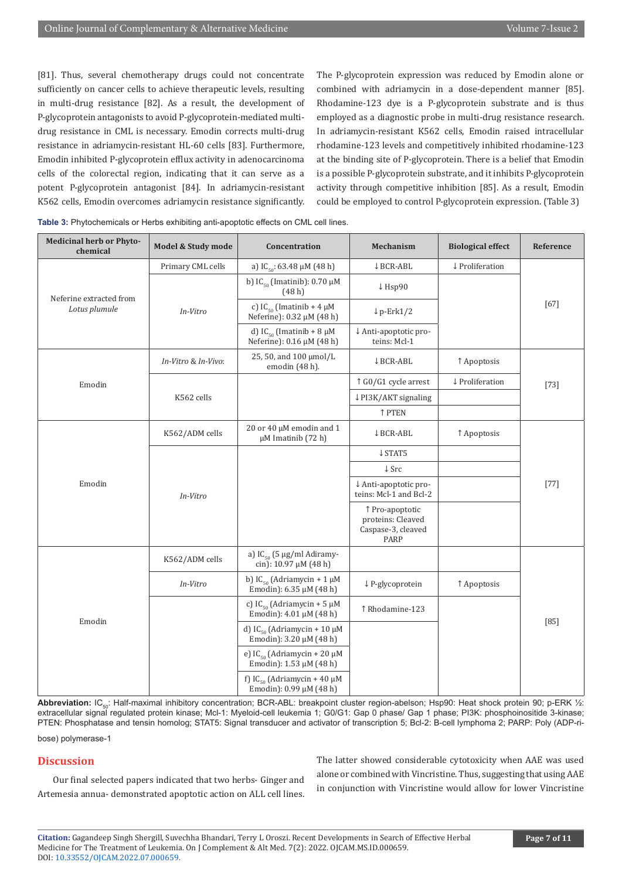[81]. Thus, several chemotherapy drugs could not concentrate sufficiently on cancer cells to achieve therapeutic levels, resulting in multi-drug resistance [82]. As a result, the development of P-glycoprotein antagonists to avoid P-glycoprotein-mediated multi-drug resistance in CML is necessary. Emodin corrects multi-drug resistance in adriamycin-resistant HL-60 cells [83]. Furthermore, Emodin inhibited P-glycoprotein efflux activity in adenocarcinoma cells of the colorectal region, indicating that it can serve as a potent P-glycoprotein antagonist [84]. In adriamycin-resistant K562 cells, Emodin overcomes adriamycin resistance significantly. The P-glycoprotein expression was reduced by Emodin alone or combined with adriamycin in a dose-dependent manner [85]. Rhodamine-123 dye is a P-glycoprotein substrate and is thus employed as a diagnostic probe in multi-drug resistance research. In adriamycin-resistant K562 cells, Emodin raised intracellular rhodamine-123 levels and competitively inhibited rhodamine-123 at the binding site of P-glycoprotein. There is a belief that Emodin is a possible P-glycoprotein substrate, and it inhibits P-glycoprotein activity through competitive inhibition [85]. As a result, Emodin could be employed to control P-glycoprotein expression. (Table 3)

**Table 3:** Phytochemicals or Herbs exhibiting anti-apoptotic effects on CML cell lines.

| Medicinal herb or Phytochemical | Model & Study mode | Concentration | Mechanism | Biological effect | Reference |
|---|---|---|---|---|---|
| Neferine extracted from *Lotus plumule* | Primary CML cells | a) $IC_{50}$: 63.48 µM (48 h) | ↓BCR-ABL | ↓Proliferation | [67] |
| | *In-Vitro* | b) $IC_{50}$ (Imatinib): 0.70 µM (48 h) | ↓Hsp90 | | |
| | | c) $IC_{50}$ (Imatinib + 4 µM Neferine): 0.32 µM (48 h) | ↓p-Erk1/2 | | |
| | | d) $IC_{50}$ (Imatinib + 8 µM Neferine): 0.16 µM (48 h) | ↓Anti-apoptotic proteins: Mcl-1 | | |
| Emodin | *In-Vitro* & *In-Vivo*: | 25, 50, and 100 µmol/L emodin (48 h). | ↓BCR-ABL | ↑Apoptosis | [73] |
| | K562 cells | | ↑G0/G1 cycle arrest | ↓Proliferation | |
| | | | ↓PI3K/AKT signaling | | |
| | | | ↑PTEN | | |
| Emodin | K562/ADM cells | 20 or 40 µM emodin and 1 µM Imatinib (72 h) | ↓BCR-ABL | ↑Apoptosis | [77] |
| | *In-Vitro* | | ↓STAT5 | | |
| | | | ↓Src | | |
| | | | ↓Anti-apoptotic proteins: Mcl-1 and Bcl-2 | | |
| | | | ↑Pro-apoptotic proteins: Cleaved Caspase-3, cleaved PARP | | |
| Emodin | K562/ADM cells | a) $IC_{50}$ (5 µg/ml Adiramycin): 10.97 µM (48 h) | | | [85] |
| | *In-Vitro* | b) $IC_{50}$ (Adriamycin + 1 µM Emodin): 6.35 µM (48 h) | ↓P-glycoprotein | ↑Apoptosis | |
| | | c) $IC_{50}$ (Adriamycin + 5 µM Emodin): 4.01 µM (48 h) | ↑Rhodamine-123 | | |
| | | d) $IC_{50}$ (Adriamycin + 10 µM Emodin): 3.20 µM (48 h) | | | |
| | | e) $IC_{50}$ (Adriamycin + 20 µM Emodin): 1.53 µM (48 h) | | | |
| | | f) $IC_{50}$ (Adriamycin + 40 µM Emodin): 0.99 µM (48 h) | | | |

**Abbreviation:** $IC_{50}$: Half-maximal inhibitory concentration; BCR-ABL: breakpoint cluster region-abelson; Hsp90: Heat shock protein 90; p-ERK ½: extracellular signal regulated protein kinase; Mcl-1: Myeloid-cell leukemia 1; G0/G1: Gap 0 phase/ Gap 1 phase; PI3K: phosphoinositide 3-kinase; PTEN: Phosphatase and tensin homolog; STAT5: Signal transducer and activator of transcription 5; Bcl-2: B-cell lymphoma 2; PARP: Poly (ADP-ribose) polymerase-1

## Discussion

Our final selected papers indicated that two herbs- Ginger and Artemesia annua- demonstrated apoptotic action on ALL cell lines. The latter showed considerable cytotoxicity when AAE was used alone or combined with Vincristine. Thus, suggesting that using AAE in conjunction with Vincristine would allow for lower Vincristine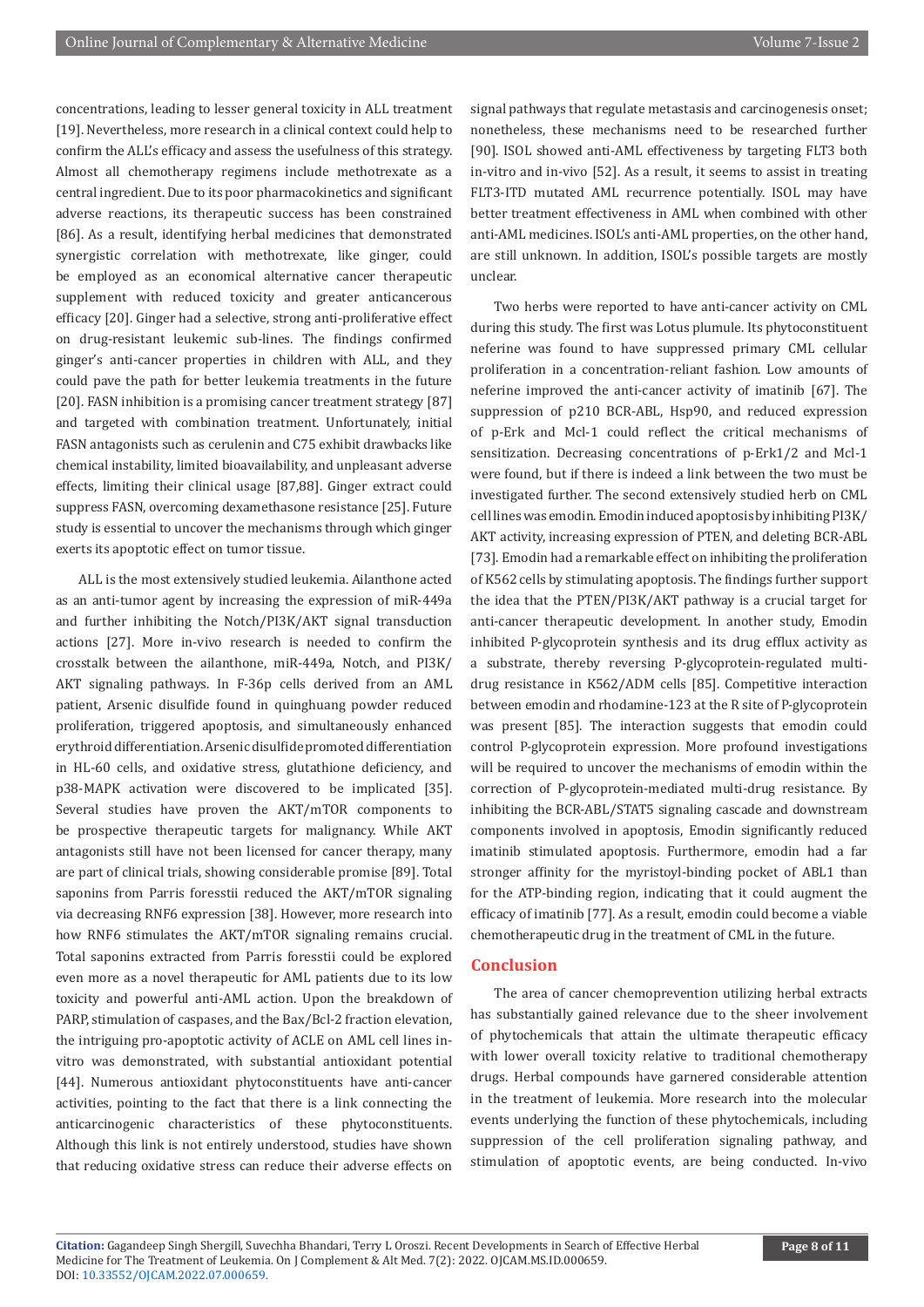concentrations, leading to lesser general toxicity in ALL treatment [19]. Nevertheless, more research in a clinical context could help to confirm the ALL's efficacy and assess the usefulness of this strategy. Almost all chemotherapy regimens include methotrexate as a central ingredient. Due to its poor pharmacokinetics and significant adverse reactions, its therapeutic success has been constrained [86]. As a result, identifying herbal medicines that demonstrated synergistic correlation with methotrexate, like ginger, could be employed as an economical alternative cancer therapeutic supplement with reduced toxicity and greater anticancerous efficacy [20]. Ginger had a selective, strong anti-proliferative effect on drug-resistant leukemic sub-lines. The findings confirmed ginger's anti-cancer properties in children with ALL, and they could pave the path for better leukemia treatments in the future [20]. FASN inhibition is a promising cancer treatment strategy [87] and targeted with combination treatment. Unfortunately, initial FASN antagonists such as cerulenin and C75 exhibit drawbacks like chemical instability, limited bioavailability, and unpleasant adverse effects, limiting their clinical usage [87,88]. Ginger extract could suppress FASN, overcoming dexamethasone resistance [25]. Future study is essential to uncover the mechanisms through which ginger exerts its apoptotic effect on tumor tissue.

ALL is the most extensively studied leukemia. Ailanthone acted as an anti-tumor agent by increasing the expression of miR-449a and further inhibiting the Notch/PI3K/AKT signal transduction actions [27]. More in-vivo research is needed to confirm the crosstalk between the ailanthone, miR-449a, Notch, and PI3K/AKT signaling pathways. In F-36p cells derived from an AML patient, Arsenic disulfide found in quinghuang powder reduced proliferation, triggered apoptosis, and simultaneously enhanced erythroid differentiation. Arsenic disulfide promoted differentiation in HL-60 cells, and oxidative stress, glutathione deficiency, and p38-MAPK activation were discovered to be implicated [35]. Several studies have proven the AKT/mTOR components to be prospective therapeutic targets for malignancy. While AKT antagonists still have not been licensed for cancer therapy, many are part of clinical trials, showing considerable promise [89]. Total saponins from Parris foresstii reduced the AKT/mTOR signaling via decreasing RNF6 expression [38]. However, more research into how RNF6 stimulates the AKT/mTOR signaling remains crucial. Total saponins extracted from Parris foresstii could be explored even more as a novel therapeutic for AML patients due to its low toxicity and powerful anti-AML action. Upon the breakdown of PARP, stimulation of caspases, and the Bax/Bcl-2 fraction elevation, the intriguing pro-apoptotic activity of ACLE on AML cell lines in-vitro was demonstrated, with substantial antioxidant potential [44]. Numerous antioxidant phytoconstituents have anti-cancer activities, pointing to the fact that there is a link connecting the anticarcinogenic characteristics of these phytoconstituents. Although this link is not entirely understood, studies have shown that reducing oxidative stress can reduce their adverse effects on signal pathways that regulate metastasis and carcinogenesis onset; nonetheless, these mechanisms need to be researched further [90]. ISOL showed anti-AML effectiveness by targeting FLT3 both in-vitro and in-vivo [52]. As a result, it seems to assist in treating FLT3-ITD mutated AML recurrence potentially. ISOL may have better treatment effectiveness in AML when combined with other anti-AML medicines. ISOL's anti-AML properties, on the other hand, are still unknown. In addition, ISOL's possible targets are mostly unclear.

Two herbs were reported to have anti-cancer activity on CML during this study. The first was Lotus plumule. Its phytoconstituent neferine was found to have suppressed primary CML cellular proliferation in a concentration-reliant fashion. Low amounts of neferine improved the anti-cancer activity of imatinib [67]. The suppression of p210 BCR-ABL, Hsp90, and reduced expression of p-Erk and Mcl-1 could reflect the critical mechanisms of sensitization. Decreasing concentrations of p-Erk1/2 and Mcl-1 were found, but if there is indeed a link between the two must be investigated further. The second extensively studied herb on CML cell lines was emodin. Emodin induced apoptosis by inhibiting PI3K/AKT activity, increasing expression of PTEN, and deleting BCR-ABL [73]. Emodin had a remarkable effect on inhibiting the proliferation of K562 cells by stimulating apoptosis. The findings further support the idea that the PTEN/PI3K/AKT pathway is a crucial target for anti-cancer therapeutic development. In another study, Emodin inhibited P-glycoprotein synthesis and its drug efflux activity as a substrate, thereby reversing P-glycoprotein-regulated multi-drug resistance in K562/ADM cells [85]. Competitive interaction between emodin and rhodamine-123 at the R site of P-glycoprotein was present [85]. The interaction suggests that emodin could control P-glycoprotein expression. More profound investigations will be required to uncover the mechanisms of emodin within the correction of P-glycoprotein-mediated multi-drug resistance. By inhibiting the BCR-ABL/STAT5 signaling cascade and downstream components involved in apoptosis, Emodin significantly reduced imatinib stimulated apoptosis. Furthermore, emodin had a far stronger affinity for the myristoyl-binding pocket of ABL1 than for the ATP-binding region, indicating that it could augment the efficacy of imatinib [77]. As a result, emodin could become a viable chemotherapeutic drug in the treatment of CML in the future.

## Conclusion

The area of cancer chemoprevention utilizing herbal extracts has substantially gained relevance due to the sheer involvement of phytochemicals that attain the ultimate therapeutic efficacy with lower overall toxicity relative to traditional chemotherapy drugs. Herbal compounds have garnered considerable attention in the treatment of leukemia. More research into the molecular events underlying the function of these phytochemicals, including suppression of the cell proliferation signaling pathway, and stimulation of apoptotic events, are being conducted. In-vivo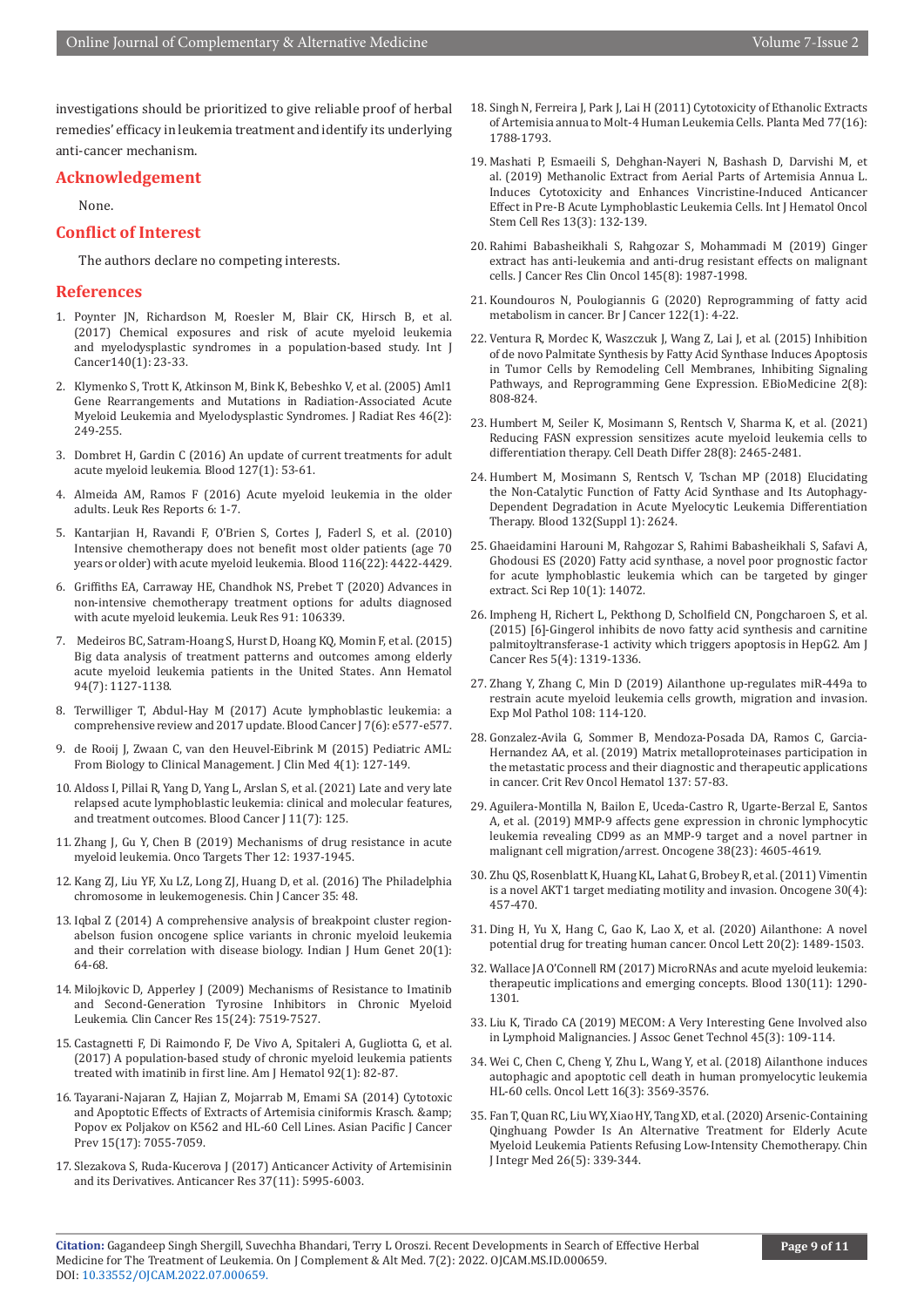investigations should be prioritized to give reliable proof of herbal remedies' efficacy in leukemia treatment and identify its underlying anti-cancer mechanism.

## Acknowledgement

None.

## Conflict of Interest

The authors declare no competing interests.

## References

1. Poynter JN, Richardson M, Roesler M, Blair CK, Hirsch B, et al. (2017) Chemical exposures and risk of acute myeloid leukemia and myelodysplastic syndromes in a population-based study. Int J Cancer140(1): 23-33.
2. Klymenko S, Trott K, Atkinson M, Bink K, Bebeshko V, et al. (2005) Aml1 Gene Rearrangements and Mutations in Radiation-Associated Acute Myeloid Leukemia and Myelodysplastic Syndromes. J Radiat Res 46(2): 249-255.
3. Dombret H, Gardin C (2016) An update of current treatments for adult acute myeloid leukemia. Blood 127(1): 53-61.
4. Almeida AM, Ramos F (2016) Acute myeloid leukemia in the older adults. Leuk Res Reports 6: 1-7.
5. Kantarjian H, Ravandi F, O'Brien S, Cortes J, Faderl S, et al. (2010) Intensive chemotherapy does not benefit most older patients (age 70 years or older) with acute myeloid leukemia. Blood 116(22): 4422-4429.
6. Griffiths EA, Carraway HE, Chandhok NS, Prebet T (2020) Advances in non-intensive chemotherapy treatment options for adults diagnosed with acute myeloid leukemia. Leuk Res 91: 106339.
7. Medeiros BC, Satram-Hoang S, Hurst D, Hoang KQ, Momin F, et al. (2015) Big data analysis of treatment patterns and outcomes among elderly acute myeloid leukemia patients in the United States. Ann Hematol 94(7): 1127-1138.
8. Terwilliger T, Abdul-Hay M (2017) Acute lymphoblastic leukemia: a comprehensive review and 2017 update. Blood Cancer J 7(6): e577-e577.
9. de Rooij J, Zwaan C, van den Heuvel-Eibrink M (2015) Pediatric AML: From Biology to Clinical Management. J Clin Med 4(1): 127-149.
10. Aldoss I, Pillai R, Yang D, Yang L, Arslan S, et al. (2021) Late and very late relapsed acute lymphoblastic leukemia: clinical and molecular features, and treatment outcomes. Blood Cancer J 11(7): 125.
11. Zhang J, Gu Y, Chen B (2019) Mechanisms of drug resistance in acute myeloid leukemia. Onco Targets Ther 12: 1937-1945.
12. Kang ZJ, Liu YF, Xu LZ, Long ZJ, Huang D, et al. (2016) The Philadelphia chromosome in leukemogenesis. Chin J Cancer 35: 48.
13. Iqbal Z (2014) A comprehensive analysis of breakpoint cluster region-abelson fusion oncogene splice variants in chronic myeloid leukemia and their correlation with disease biology. Indian J Hum Genet 20(1): 64-68.
14. Milojkovic D, Apperley J (2009) Mechanisms of Resistance to Imatinib and Second-Generation Tyrosine Inhibitors in Chronic Myeloid Leukemia. Clin Cancer Res 15(24): 7519-7527.
15. Castagnetti F, Di Raimondo F, De Vivo A, Spitaleri A, Gugliotta G, et al. (2017) A population-based study of chronic myeloid leukemia patients treated with imatinib in first line. Am J Hematol 92(1): 82-87.
16. Tayarani-Najaran Z, Hajian Z, Mojarrab M, Emami SA (2014) Cytotoxic and Apoptotic Effects of Extracts of Artemisia ciniformis Krasch. &amp; Popov ex Poljakov on K562 and HL-60 Cell Lines. Asian Pacific J Cancer Prev 15(17): 7055-7059.
17. Slezakova S, Ruda-Kucerova J (2017) Anticancer Activity of Artemisinin and its Derivatives. Anticancer Res 37(11): 5995-6003.
18. Singh N, Ferreira J, Park J, Lai H (2011) Cytotoxicity of Ethanolic Extracts of Artemisia annua to Molt-4 Human Leukemia Cells. Planta Med 77(16): 1788-1793.
19. Mashati P, Esmaeili S, Dehghan-Nayeri N, Bashash D, Darvishi M, et al. (2019) Methanolic Extract from Aerial Parts of Artemisia Annua L. Induces Cytotoxicity and Enhances Vincristine-Induced Anticancer Effect in Pre-B Acute Lymphoblastic Leukemia Cells. Int J Hematol Oncol Stem Cell Res 13(3): 132-139.
20. Rahimi Babasheikhali S, Rahgozar S, Mohammadi M (2019) Ginger extract has anti-leukemia and anti-drug resistant effects on malignant cells. J Cancer Res Clin Oncol 145(8): 1987-1998.
21. Koundouros N, Poulogiannis G (2020) Reprogramming of fatty acid metabolism in cancer. Br J Cancer 122(1): 4-22.
22. Ventura R, Mordec K, Waszczuk J, Wang Z, Lai J, et al. (2015) Inhibition of de novo Palmitate Synthesis by Fatty Acid Synthase Induces Apoptosis in Tumor Cells by Remodeling Cell Membranes, Inhibiting Signaling Pathways, and Reprogramming Gene Expression. EBioMedicine 2(8): 808-824.
23. Humbert M, Seiler K, Mosimann S, Rentsch V, Sharma K, et al. (2021) Reducing FASN expression sensitizes acute myeloid leukemia cells to differentiation therapy. Cell Death Differ 28(8): 2465-2481.
24. Humbert M, Mosimann S, Rentsch V, Tschan MP (2018) Elucidating the Non-Catalytic Function of Fatty Acid Synthase and Its Autophagy-Dependent Degradation in Acute Myelocytic Leukemia Differentiation Therapy. Blood 132(Suppl 1): 2624.
25. Ghaeidamini Harouni M, Rahgozar S, Rahimi Babasheikhali S, Safavi A, Ghodousi ES (2020) Fatty acid synthase, a novel poor prognostic factor for acute lymphoblastic leukemia which can be targeted by ginger extract. Sci Rep 10(1): 14072.
26. Impheng H, Richert L, Pekthong D, Scholfield CN, Pongcharoen S, et al. (2015) [6]-Gingerol inhibits de novo fatty acid synthesis and carnitine palmitoyltransferase-1 activity which triggers apoptosis in HepG2. Am J Cancer Res 5(4): 1319-1336.
27. Zhang Y, Zhang C, Min D (2019) Ailanthone up-regulates miR-449a to restrain acute myeloid leukemia cells growth, migration and invasion. Exp Mol Pathol 108: 114-120.
28. Gonzalez-Avila G, Sommer B, Mendoza-Posada DA, Ramos C, Garcia-Hernandez AA, et al. (2019) Matrix metalloproteinases participation in the metastatic process and their diagnostic and therapeutic applications in cancer. Crit Rev Oncol Hematol 137: 57-83.
29. Aguilera-Montilla N, Bailon E, Uceda-Castro R, Ugarte-Berzal E, Santos A, et al. (2019) MMP-9 affects gene expression in chronic lymphocytic leukemia revealing CD99 as an MMP-9 target and a novel partner in malignant cell migration/arrest. Oncogene 38(23): 4605-4619.
30. Zhu QS, Rosenblatt K, Huang KL, Lahat G, Brobey R, et al. (2011) Vimentin is a novel AKT1 target mediating motility and invasion. Oncogene 30(4): 457-470.
31. Ding H, Yu X, Hang C, Gao K, Lao X, et al. (2020) Ailanthone: A novel potential drug for treating human cancer. Oncol Lett 20(2): 1489-1503.
32. Wallace JA O'Connell RM (2017) MicroRNAs and acute myeloid leukemia: therapeutic implications and emerging concepts. Blood 130(11): 1290-1301.
33. Liu K, Tirado CA (2019) MECOM: A Very Interesting Gene Involved also in Lymphoid Malignancies. J Assoc Genet Technol 45(3): 109-114.
34. Wei C, Chen C, Cheng Y, Zhu L, Wang Y, et al. (2018) Ailanthone induces autophagic and apoptotic cell death in human promyelocytic leukemia HL-60 cells. Oncol Lett 16(3): 3569-3576.
35. Fan T, Quan RC, Liu WY, Xiao HY, Tang XD, et al. (2020) Arsenic-Containing Qinghuang Powder Is An Alternative Treatment for Elderly Acute Myeloid Leukemia Patients Refusing Low-Intensity Chemotherapy. Chin J Integr Med 26(5): 339-344.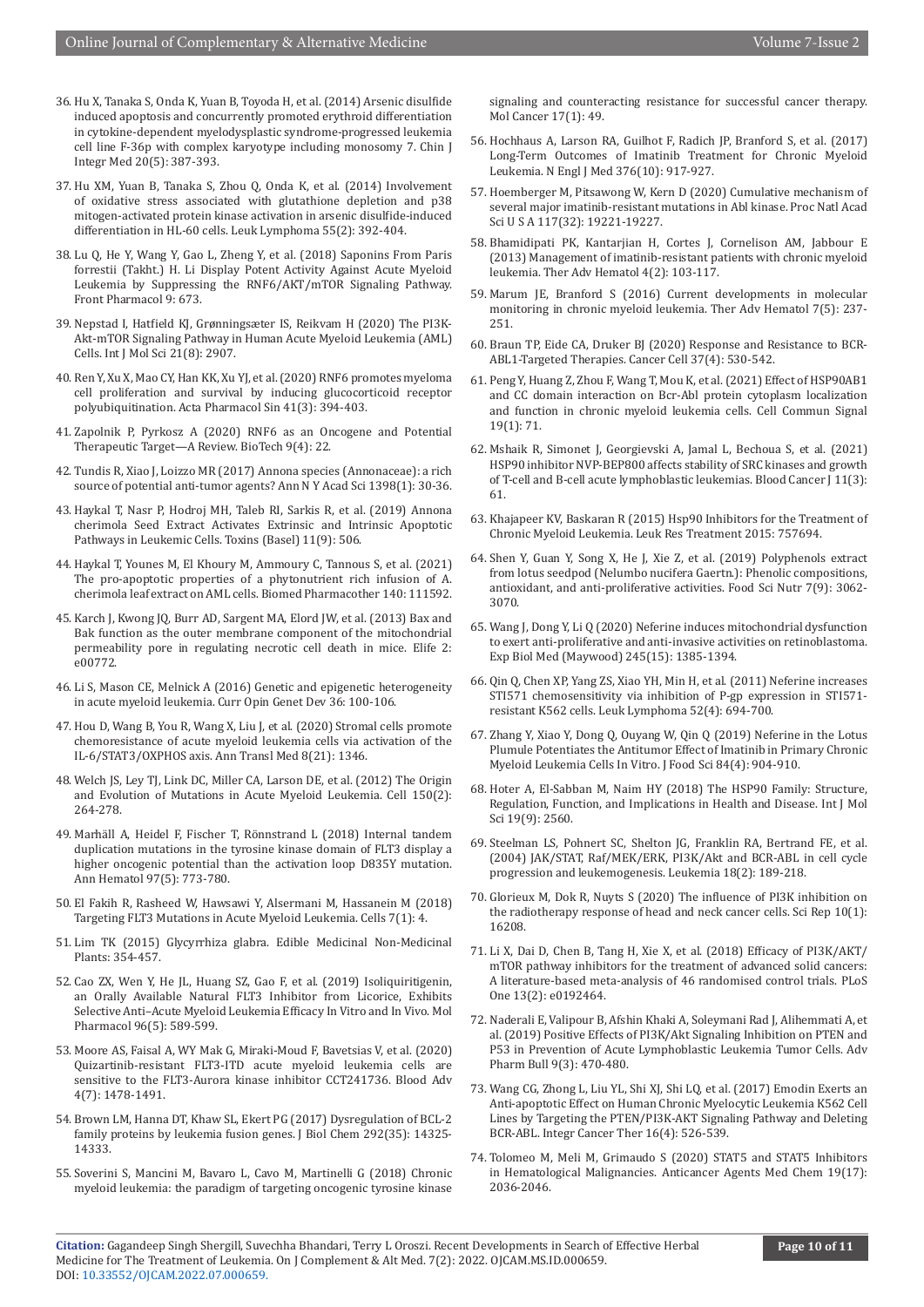36. Hu X, Tanaka S, Onda K, Yuan B, Toyoda H, et al. (2014) Arsenic disulfide induced apoptosis and concurrently promoted erythroid differentiation in cytokine-dependent myelodysplastic syndrome-progressed leukemia cell line F-36p with complex karyotype including monosomy 7. Chin J Integr Med 20(5): 387-393.

37. Hu XM, Yuan B, Tanaka S, Zhou Q, Onda K, et al. (2014) Involvement of oxidative stress associated with glutathione depletion and p38 mitogen-activated protein kinase activation in arsenic disulfide-induced differentiation in HL-60 cells. Leuk Lymphoma 55(2): 392-404.

38. Lu Q, He Y, Wang Y, Gao L, Zheng Y, et al. (2018) Saponins From Paris forrestii (Takht.) H. Li Display Potent Activity Against Acute Myeloid Leukemia by Suppressing the RNF6/AKT/mTOR Signaling Pathway. Front Pharmacol 9: 673.

39. Nepstad I, Hatfield KJ, Grønningsæter IS, Reikvam H (2020) The PI3K-Akt-mTOR Signaling Pathway in Human Acute Myeloid Leukemia (AML) Cells. Int J Mol Sci 21(8): 2907.

40. Ren Y, Xu X, Mao CY, Han KK, Xu YJ, et al. (2020) RNF6 promotes myeloma cell proliferation and survival by inducing glucocorticoid receptor polyubiquitination. Acta Pharmacol Sin 41(3): 394-403.

41. Zapolnik P, Pyrkosz A (2020) RNF6 as an Oncogene and Potential Therapeutic Target—A Review. BioTech 9(4): 22.

42. Tundis R, Xiao J, Loizzo MR (2017) Annona species (Annonaceae): a rich source of potential anti-tumor agents? Ann N Y Acad Sci 1398(1): 30-36.

43. Haykal T, Nasr P, Hodroj MH, Taleb RI, Sarkis R, et al. (2019) Annona cherimola Seed Extract Activates Extrinsic and Intrinsic Apoptotic Pathways in Leukemic Cells. Toxins (Basel) 11(9): 506.

44. Haykal T, Younes M, El Khoury M, Ammoury C, Tannous S, et al. (2021) The pro-apoptotic properties of a phytonutrient rich infusion of A. cherimola leaf extract on AML cells. Biomed Pharmacother 140: 111592.

45. Karch J, Kwong JQ, Burr AD, Sargent MA, Elord JW, et al. (2013) Bax and Bak function as the outer membrane component of the mitochondrial permeability pore in regulating necrotic cell death in mice. Elife 2: e00772.

46. Li S, Mason CE, Melnick A (2016) Genetic and epigenetic heterogeneity in acute myeloid leukemia. Curr Opin Genet Dev 36: 100-106.

47. Hou D, Wang B, You R, Wang X, Liu J, et al. (2020) Stromal cells promote chemoresistance of acute myeloid leukemia cells via activation of the IL-6/STAT3/OXPHOS axis. Ann Transl Med 8(21): 1346.

48. Welch JS, Ley TJ, Link DC, Miller CA, Larson DE, et al. (2012) The Origin and Evolution of Mutations in Acute Myeloid Leukemia. Cell 150(2): 264-278.

49. Marhäll A, Heidel F, Fischer T, Rönnstrand L (2018) Internal tandem duplication mutations in the tyrosine kinase domain of FLT3 display a higher oncogenic potential than the activation loop D835Y mutation. Ann Hematol 97(5): 773-780.

50. El Fakih R, Rasheed W, Hawsawi Y, Alsermani M, Hassanein M (2018) Targeting FLT3 Mutations in Acute Myeloid Leukemia. Cells 7(1): 4.

51. Lim TK (2015) Glycyrrhiza glabra. Edible Medicinal Non-Medicinal Plants: 354-457.

52. Cao ZX, Wen Y, He JL, Huang SZ, Gao F, et al. (2019) Isoliquiritigenin, an Orally Available Natural FLT3 Inhibitor from Licorice, Exhibits Selective Anti–Acute Myeloid Leukemia Efficacy In Vitro and In Vivo. Mol Pharmacol 96(5): 589-599.

53. Moore AS, Faisal A, WY Mak G, Miraki-Moud F, Bavetsias V, et al. (2020) Quizartinib-resistant FLT3-ITD acute myeloid leukemia cells are sensitive to the FLT3-Aurora kinase inhibitor CCT241736. Blood Adv 4(7): 1478-1491.

54. Brown LM, Hanna DT, Khaw SL, Ekert PG (2017) Dysregulation of BCL-2 family proteins by leukemia fusion genes. J Biol Chem 292(35): 14325-14333.

55. Soverini S, Mancini M, Bavaro L, Cavo M, Martinelli G (2018) Chronic myeloid leukemia: the paradigm of targeting oncogenic tyrosine kinase signaling and counteracting resistance for successful cancer therapy. Mol Cancer 17(1): 49.

56. Hochhaus A, Larson RA, Guilhot F, Radich JP, Branford S, et al. (2017) Long-Term Outcomes of Imatinib Treatment for Chronic Myeloid Leukemia. N Engl J Med 376(10): 917-927.

57. Hoemberger M, Pitsawong W, Kern D (2020) Cumulative mechanism of several major imatinib-resistant mutations in Abl kinase. Proc Natl Acad Sci U S A 117(32): 19221-19227.

58. Bhamidipati PK, Kantarjian H, Cortes J, Cornelison AM, Jabbour E (2013) Management of imatinib-resistant patients with chronic myeloid leukemia. Ther Adv Hematol 4(2): 103-117.

59. Marum JE, Branford S (2016) Current developments in molecular monitoring in chronic myeloid leukemia. Ther Adv Hematol 7(5): 237-251.

60. Braun TP, Eide CA, Druker BJ (2020) Response and Resistance to BCR-ABL1-Targeted Therapies. Cancer Cell 37(4): 530-542.

61. Peng Y, Huang Z, Zhou F, Wang T, Mou K, et al. (2021) Effect of HSP90AB1 and CC domain interaction on Bcr-Abl protein cytoplasm localization and function in chronic myeloid leukemia cells. Cell Commun Signal 19(1): 71.

62. Mshaik R, Simonet J, Georgievski A, Jamal L, Bechoua S, et al. (2021) HSP90 inhibitor NVP-BEP800 affects stability of SRC kinases and growth of T-cell and B-cell acute lymphoblastic leukemias. Blood Cancer J 11(3): 61.

63. Khajapeer KV, Baskaran R (2015) Hsp90 Inhibitors for the Treatment of Chronic Myeloid Leukemia. Leuk Res Treatment 2015: 757694.

64. Shen Y, Guan Y, Song X, He J, Xie Z, et al. (2019) Polyphenols extract from lotus seedpod (Nelumbo nucifera Gaertn.): Phenolic compositions, antioxidant, and anti-proliferative activities. Food Sci Nutr 7(9): 3062-3070.

65. Wang J, Dong Y, Li Q (2020) Neferine induces mitochondrial dysfunction to exert anti-proliferative and anti-invasive activities on retinoblastoma. Exp Biol Med (Maywood) 245(15): 1385-1394.

66. Qin Q, Chen XP, Yang ZS, Xiao YH, Min H, et al. (2011) Neferine increases STI571 chemosensitivity via inhibition of P-gp expression in STI571-resistant K562 cells. Leuk Lymphoma 52(4): 694-700.

67. Zhang Y, Xiao Y, Dong Q, Ouyang W, Qin Q (2019) Neferine in the Lotus Plumule Potentiates the Antitumor Effect of Imatinib in Primary Chronic Myeloid Leukemia Cells In Vitro. J Food Sci 84(4): 904-910.

68. Hoter A, El-Sabban M, Naim HY (2018) The HSP90 Family: Structure, Regulation, Function, and Implications in Health and Disease. Int J Mol Sci 19(9): 2560.

69. Steelman LS, Pohnert SC, Shelton JG, Franklin RA, Bertrand FE, et al. (2004) JAK/STAT, Raf/MEK/ERK, PI3K/Akt and BCR-ABL in cell cycle progression and leukemogenesis. Leukemia 18(2): 189-218.

70. Glorieux M, Dok R, Nuyts S (2020) The influence of PI3K inhibition on the radiotherapy response of head and neck cancer cells. Sci Rep 10(1): 16208.

71. Li X, Dai D, Chen B, Tang H, Xie X, et al. (2018) Efficacy of PI3K/AKT/mTOR pathway inhibitors for the treatment of advanced solid cancers: A literature-based meta-analysis of 46 randomised control trials. PLoS One 13(2): e0192464.

72. Naderali E, Valipour B, Afshin Khaki A, Soleymani Rad J, Alihemmati A, et al. (2019) Positive Effects of PI3K/Akt Signaling Inhibition on PTEN and P53 in Prevention of Acute Lymphoblastic Leukemia Tumor Cells. Adv Pharm Bull 9(3): 470-480.

73. Wang CG, Zhong L, Liu YL, Shi XJ, Shi LQ, et al. (2017) Emodin Exerts an Anti-apoptotic Effect on Human Chronic Myelocytic Leukemia K562 Cell Lines by Targeting the PTEN/PI3K-AKT Signaling Pathway and Deleting BCR-ABL. Integr Cancer Ther 16(4): 526-539.

74. Tolomeo M, Meli M, Grimaudo S (2020) STAT5 and STAT5 Inhibitors in Hematological Malignancies. Anticancer Agents Med Chem 19(17): 2036-2046.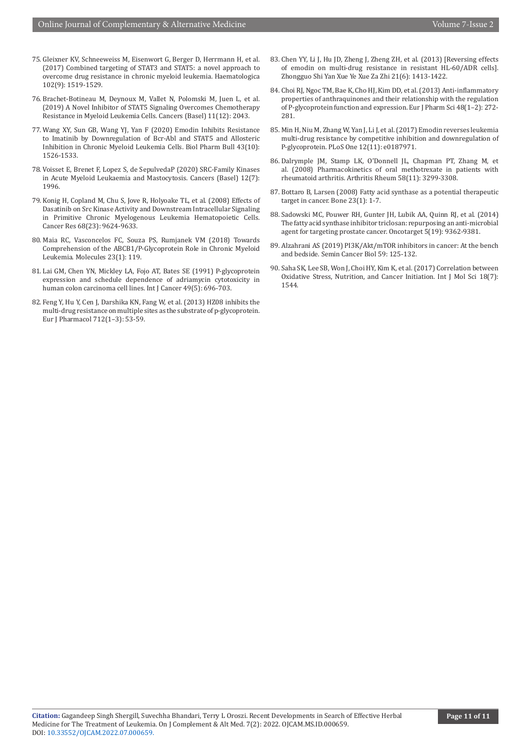75. Gleixner KV, Schneeweiss M, Eisenwort G, Berger D, Herrmann H, et al. (2017) Combined targeting of STAT3 and STAT5: a novel approach to overcome drug resistance in chronic myeloid leukemia. Haematologica 102(9): 1519-1529.

76. Brachet-Botineau M, Deynoux M, Vallet N, Polomski M, Juen L, et al. (2019) A Novel Inhibitor of STAT5 Signaling Overcomes Chemotherapy Resistance in Myeloid Leukemia Cells. Cancers (Basel) 11(12): 2043.

77. Wang XY, Sun GB, Wang YJ, Yan F (2020) Emodin Inhibits Resistance to Imatinib by Downregulation of Bcr-Abl and STAT5 and Allosteric Inhibition in Chronic Myeloid Leukemia Cells. Biol Pharm Bull 43(10): 1526-1533.

78. Voisset E, Brenet F, Lopez S, de SepulvedaP (2020) SRC-Family Kinases in Acute Myeloid Leukaemia and Mastocytosis. Cancers (Basel) 12(7): 1996.

79. Konig H, Copland M, Chu S, Jove R, Holyoake TL, et al. (2008) Effects of Dasatinib on Src Kinase Activity and Downstream Intracellular Signaling in Primitive Chronic Myelogenous Leukemia Hematopoietic Cells. Cancer Res 68(23): 9624-9633.

80. Maia RC, Vasconcelos FC, Souza PS, Rumjanek VM (2018) Towards Comprehension of the ABCB1/P-Glycoprotein Role in Chronic Myeloid Leukemia. Molecules 23(1): 119.

81. Lai GM, Chen YN, Mickley LA, Fojo AT, Bates SE (1991) P-glycoprotein expression and schedule dependence of adriamycin cytotoxicity in human colon carcinoma cell lines. Int J Cancer 49(5): 696-703.

82. Feng Y, Hu Y, Cen J, Darshika KN, Fang W, et al. (2013) HZ08 inhibits the multi-drug resistance on multiple sites as the substrate of p-glycoprotein. Eur J Pharmacol 712(1–3): 53-59.

83. Chen YY, Li J, Hu JD, Zheng J, Zheng ZH, et al. (2013) [Reversing effects of emodin on multi-drug resistance in resistant HL-60/ADR cells]. Zhongguo Shi Yan Xue Ye Xue Za Zhi 21(6): 1413-1422.

84. Choi RJ, Ngoc TM, Bae K, Cho HJ, Kim DD, et al. (2013) Anti-inflammatory properties of anthraquinones and their relationship with the regulation of P-glycoprotein function and expression. Eur J Pharm Sci 48(1–2): 272-281.

85. Min H, Niu M, Zhang W, Yan J, Li J, et al. (2017) Emodin reverses leukemia multi-drug resistance by competitive inhibition and downregulation of P-glycoprotein. PLoS One 12(11): e0187971.

86. Dalrymple JM, Stamp LK, O'Donnell JL, Chapman PT, Zhang M, et al. (2008) Pharmacokinetics of oral methotrexate in patients with rheumatoid arthritis. Arthritis Rheum 58(11): 3299-3308.

87. Bottaro B, Larsen (2008) Fatty acid synthase as a potential therapeutic target in cancer. Bone 23(1): 1-7.

88. Sadowski MC, Pouwer RH, Gunter JH, Lubik AA, Quinn RJ, et al. (2014) The fatty acid synthase inhibitor triclosan: repurposing an anti-microbial agent for targeting prostate cancer. Oncotarget 5(19): 9362-9381.

89. Alzahrani AS (2019) PI3K/Akt/mTOR inhibitors in cancer: At the bench and bedside. Semin Cancer Biol 59: 125-132.

90. Saha SK, Lee SB, Won J, Choi HY, Kim K, et al. (2017) Correlation between Oxidative Stress, Nutrition, and Cancer Initiation. Int J Mol Sci 18(7): 1544.